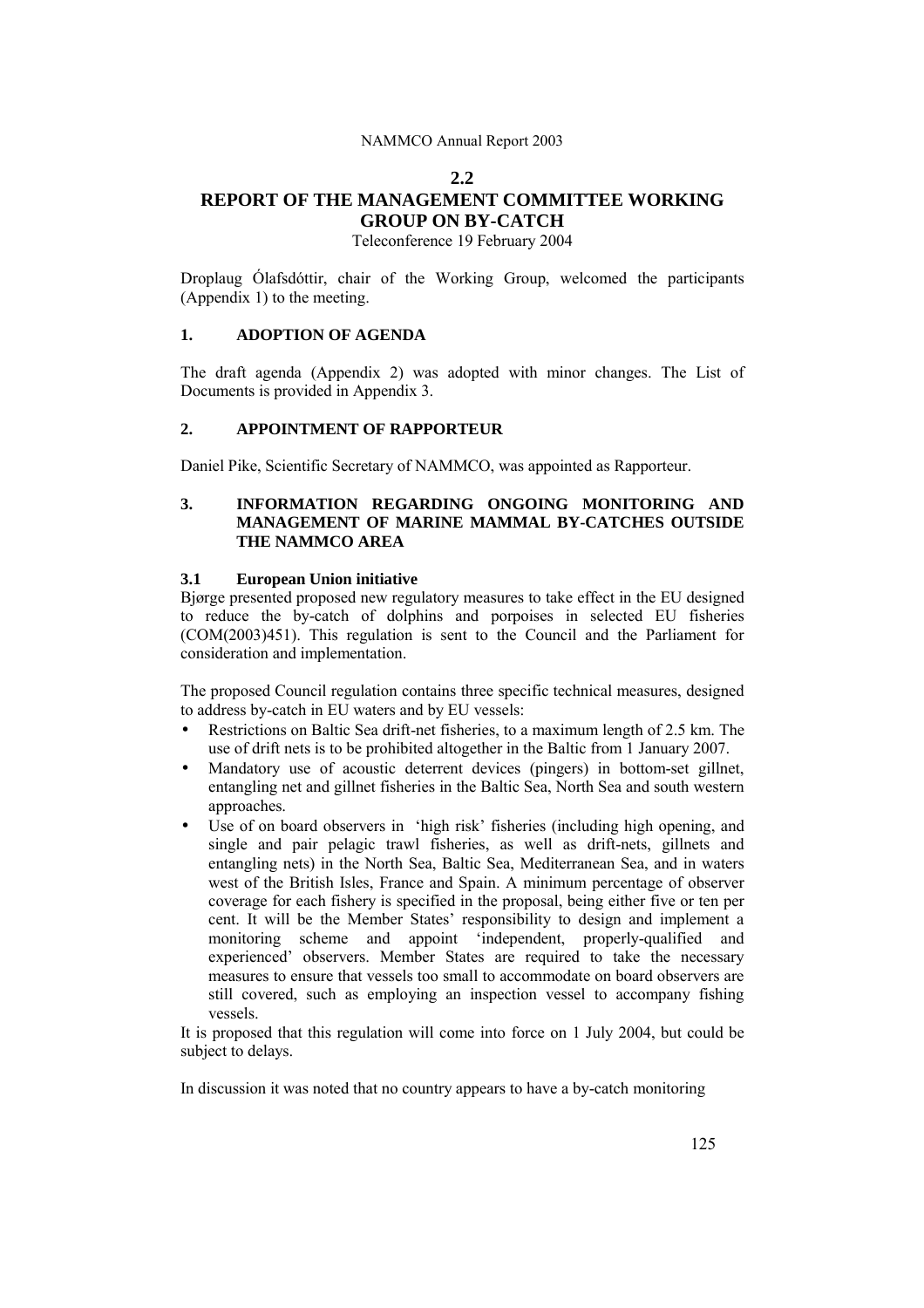## 2.2
# REPORT OF THE MANAGEMENT COMMITTEE WORKING GROUP ON BY-CATCH

Teleconference 19 February 2004

Droplaug Ólafsdóttir, chair of the Working Group, welcomed the participants (Appendix 1) to the meeting.

### 1. ADOPTION OF AGENDA

The draft agenda (Appendix 2) was adopted with minor changes. The List of Documents is provided in Appendix 3.

### 2. APPOINTMENT OF RAPPORTEUR

Daniel Pike, Scientific Secretary of NAMMCO, was appointed as Rapporteur.

### 3. INFORMATION REGARDING ONGOING MONITORING AND MANAGEMENT OF MARINE MAMMAL BY-CATCHES OUTSIDE THE NAMMCO AREA

#### 3.1 European Union initiative

Bjørge presented proposed new regulatory measures to take effect in the EU designed to reduce the by-catch of dolphins and porpoises in selected EU fisheries (COM(2003)451). This regulation is sent to the Council and the Parliament for consideration and implementation.

The proposed Council regulation contains three specific technical measures, designed to address by-catch in EU waters and by EU vessels:

- Restrictions on Baltic Sea drift-net fisheries, to a maximum length of 2.5 km. The use of drift nets is to be prohibited altogether in the Baltic from 1 January 2007.
- Mandatory use of acoustic deterrent devices (pingers) in bottom-set gillnet, entangling net and gillnet fisheries in the Baltic Sea, North Sea and south western approaches.
- Use of on board observers in 'high risk' fisheries (including high opening, and single and pair pelagic trawl fisheries, as well as drift-nets, gillnets and entangling nets) in the North Sea, Baltic Sea, Mediterranean Sea, and in waters west of the British Isles, France and Spain. A minimum percentage of observer coverage for each fishery is specified in the proposal, being either five or ten per cent. It will be the Member States' responsibility to design and implement a monitoring scheme and appoint 'independent, properly-qualified and experienced' observers. Member States are required to take the necessary measures to ensure that vessels too small to accommodate on board observers are still covered, such as employing an inspection vessel to accompany fishing vessels.

It is proposed that this regulation will come into force on 1 July 2004, but could be subject to delays.

In discussion it was noted that no country appears to have a by-catch monitoring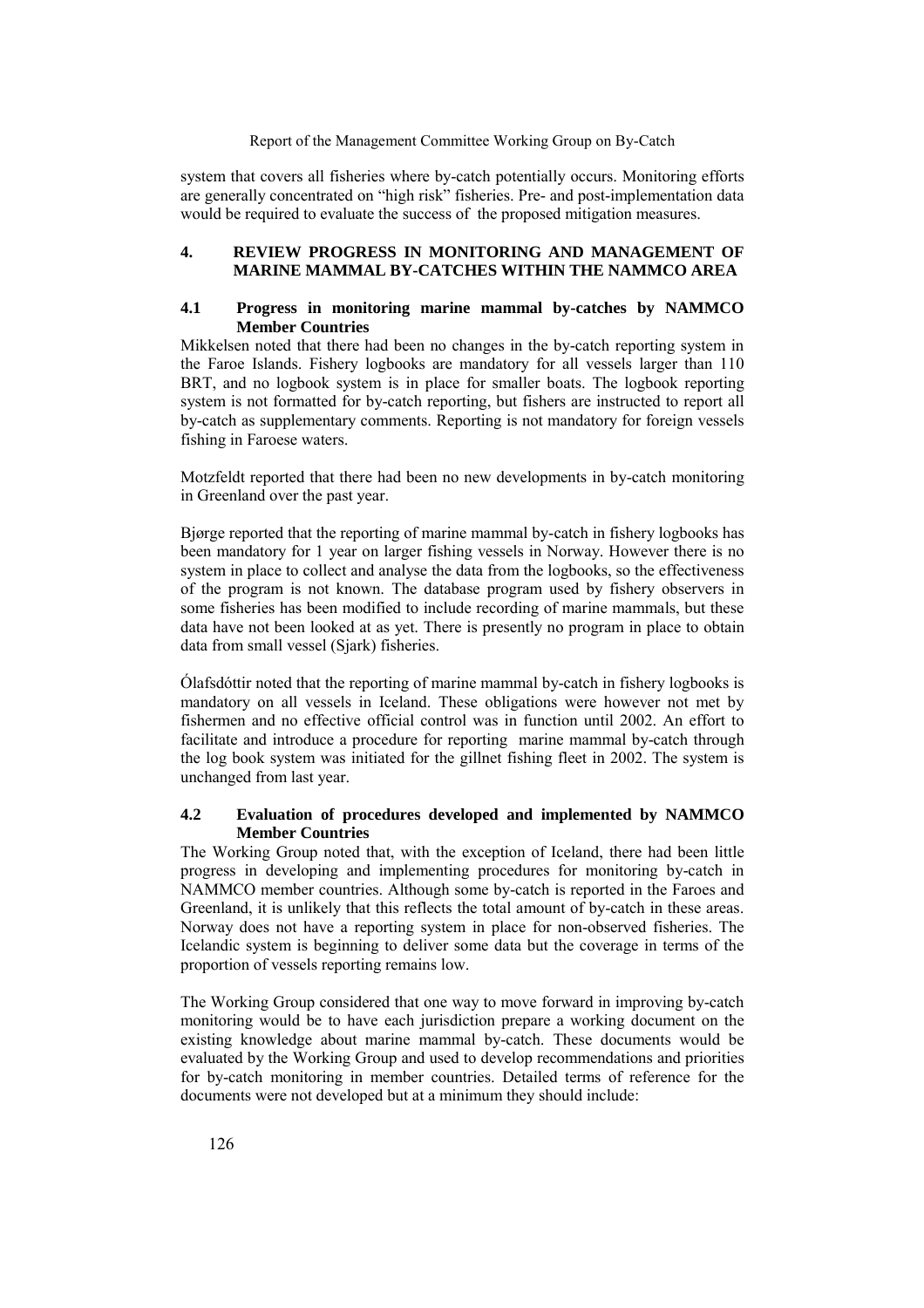system that covers all fisheries where by-catch potentially occurs. Monitoring efforts are generally concentrated on "high risk" fisheries. Pre- and post-implementation data would be required to evaluate the success of the proposed mitigation measures.

## 4. REVIEW PROGRESS IN MONITORING AND MANAGEMENT OF MARINE MAMMAL BY-CATCHES WITHIN THE NAMMCO AREA

### 4.1 Progress in monitoring marine mammal by-catches by NAMMCO Member Countries

Mikkelsen noted that there had been no changes in the by-catch reporting system in the Faroe Islands. Fishery logbooks are mandatory for all vessels larger than 110 BRT, and no logbook system is in place for smaller boats. The logbook reporting system is not formatted for by-catch reporting, but fishers are instructed to report all by-catch as supplementary comments. Reporting is not mandatory for foreign vessels fishing in Faroese waters.

Motzfeldt reported that there had been no new developments in by-catch monitoring in Greenland over the past year.

Bjørge reported that the reporting of marine mammal by-catch in fishery logbooks has been mandatory for 1 year on larger fishing vessels in Norway. However there is no system in place to collect and analyse the data from the logbooks, so the effectiveness of the program is not known. The database program used by fishery observers in some fisheries has been modified to include recording of marine mammals, but these data have not been looked at as yet. There is presently no program in place to obtain data from small vessel (Sjark) fisheries.

Ólafsdóttir noted that the reporting of marine mammal by-catch in fishery logbooks is mandatory on all vessels in Iceland. These obligations were however not met by fishermen and no effective official control was in function until 2002. An effort to facilitate and introduce a procedure for reporting marine mammal by-catch through the log book system was initiated for the gillnet fishing fleet in 2002. The system is unchanged from last year.

### 4.2 Evaluation of procedures developed and implemented by NAMMCO Member Countries

The Working Group noted that, with the exception of Iceland, there had been little progress in developing and implementing procedures for monitoring by-catch in NAMMCO member countries. Although some by-catch is reported in the Faroes and Greenland, it is unlikely that this reflects the total amount of by-catch in these areas. Norway does not have a reporting system in place for non-observed fisheries. The Icelandic system is beginning to deliver some data but the coverage in terms of the proportion of vessels reporting remains low.

The Working Group considered that one way to move forward in improving by-catch monitoring would be to have each jurisdiction prepare a working document on the existing knowledge about marine mammal by-catch. These documents would be evaluated by the Working Group and used to develop recommendations and priorities for by-catch monitoring in member countries. Detailed terms of reference for the documents were not developed but at a minimum they should include: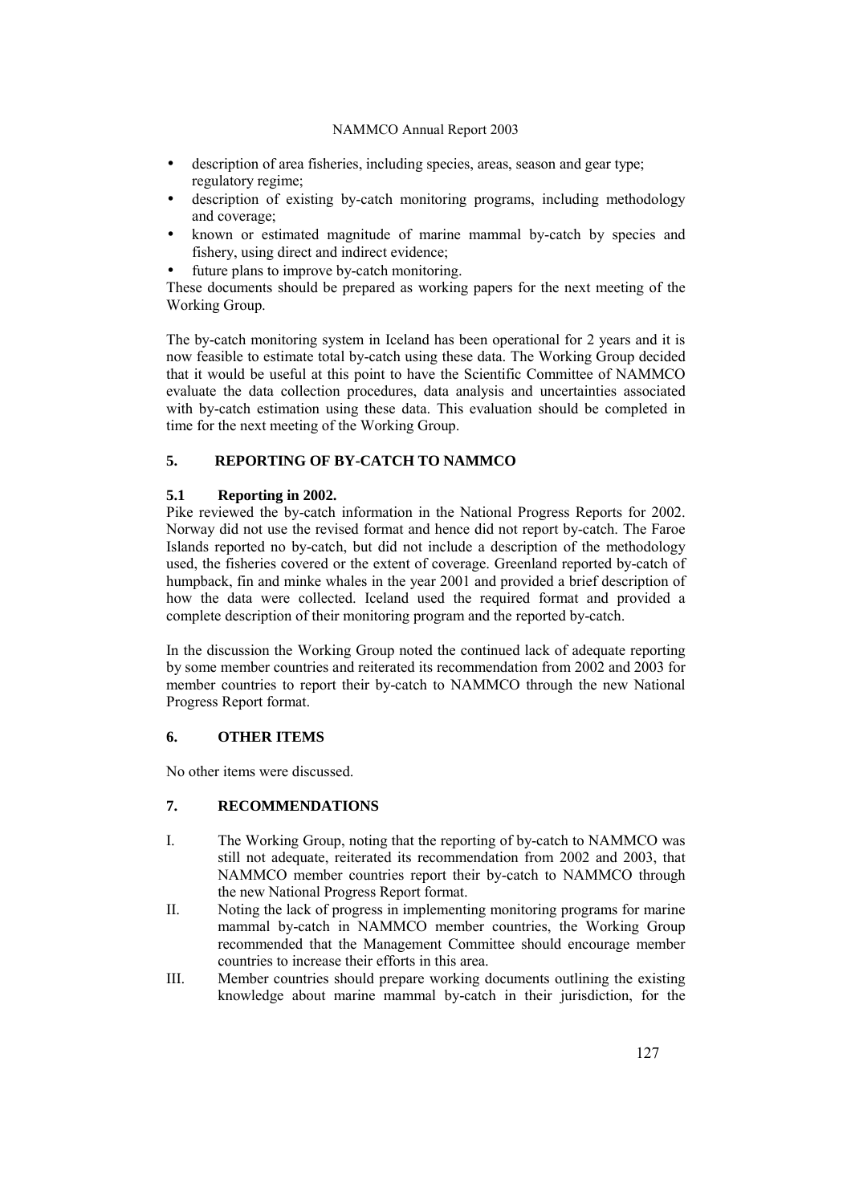- description of area fisheries, including species, areas, season and gear type; regulatory regime;
- description of existing by-catch monitoring programs, including methodology and coverage;
- known or estimated magnitude of marine mammal by-catch by species and fishery, using direct and indirect evidence;
- future plans to improve by-catch monitoring.

These documents should be prepared as working papers for the next meeting of the Working Group.

The by-catch monitoring system in Iceland has been operational for 2 years and it is now feasible to estimate total by-catch using these data. The Working Group decided that it would be useful at this point to have the Scientific Committee of NAMMCO evaluate the data collection procedures, data analysis and uncertainties associated with by-catch estimation using these data. This evaluation should be completed in time for the next meeting of the Working Group.

## 5. REPORTING OF BY-CATCH TO NAMMCO

### 5.1 Reporting in 2002.

Pike reviewed the by-catch information in the National Progress Reports for 2002. Norway did not use the revised format and hence did not report by-catch. The Faroe Islands reported no by-catch, but did not include a description of the methodology used, the fisheries covered or the extent of coverage. Greenland reported by-catch of humpback, fin and minke whales in the year 2001 and provided a brief description of how the data were collected. Iceland used the required format and provided a complete description of their monitoring program and the reported by-catch.

In the discussion the Working Group noted the continued lack of adequate reporting by some member countries and reiterated its recommendation from 2002 and 2003 for member countries to report their by-catch to NAMMCO through the new National Progress Report format.

## 6. OTHER ITEMS

No other items were discussed.

## 7. RECOMMENDATIONS

I. The Working Group, noting that the reporting of by-catch to NAMMCO was still not adequate, reiterated its recommendation from 2002 and 2003, that NAMMCO member countries report their by-catch to NAMMCO through the new National Progress Report format.

II. Noting the lack of progress in implementing monitoring programs for marine mammal by-catch in NAMMCO member countries, the Working Group recommended that the Management Committee should encourage member countries to increase their efforts in this area.

III. Member countries should prepare working documents outlining the existing knowledge about marine mammal by-catch in their jurisdiction, for the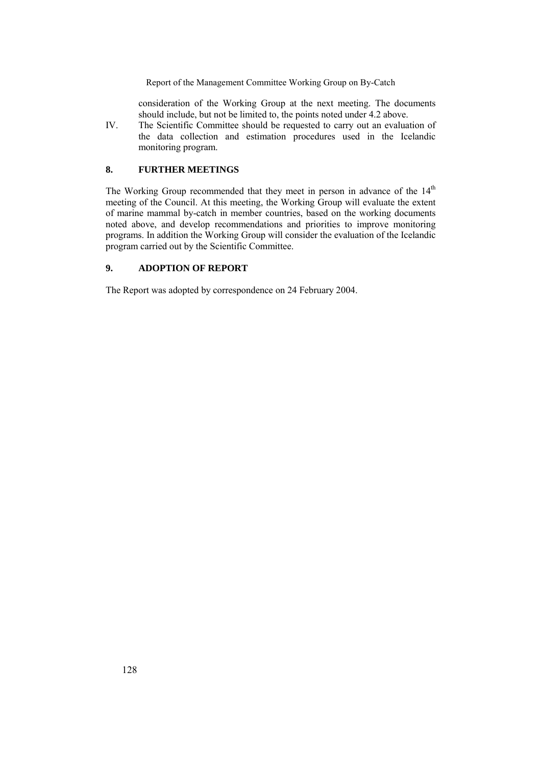consideration of the Working Group at the next meeting. The documents should include, but not be limited to, the points noted under 4.2 above.

IV. The Scientific Committee should be requested to carry out an evaluation of the data collection and estimation procedures used in the Icelandic monitoring program.

## 8. FURTHER MEETINGS

The Working Group recommended that they meet in person in advance of the 14th meeting of the Council. At this meeting, the Working Group will evaluate the extent of marine mammal by-catch in member countries, based on the working documents noted above, and develop recommendations and priorities to improve monitoring programs. In addition the Working Group will consider the evaluation of the Icelandic program carried out by the Scientific Committee.

## 9. ADOPTION OF REPORT

The Report was adopted by correspondence on 24 February 2004.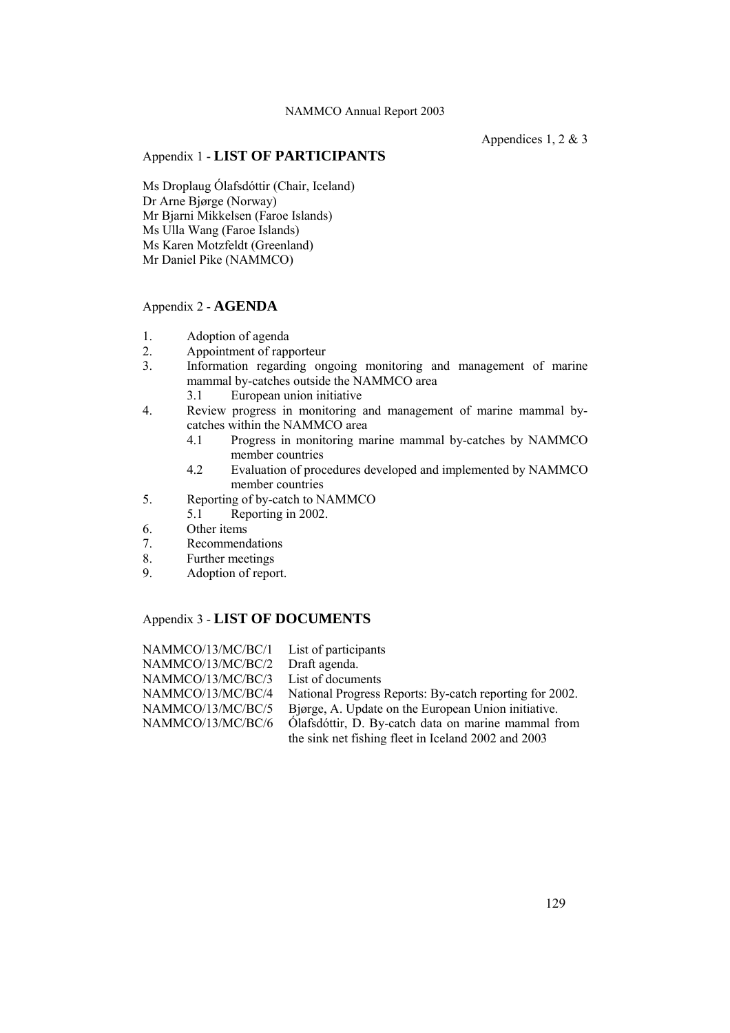Appendices 1, 2 & 3

## Appendix 1 - **LIST OF PARTICIPANTS**

Ms Droplaug Ólafsdóttir (Chair, Iceland)
Dr Arne Bjørge (Norway)
Mr Bjarni Mikkelsen (Faroe Islands)
Ms Ulla Wang (Faroe Islands)
Ms Karen Motzfeldt (Greenland)
Mr Daniel Pike (NAMMCO)

## Appendix 2 - **AGENDA**

1. Adoption of agenda
2. Appointment of rapporteur
3. Information regarding ongoing monitoring and management of marine mammal by-catches outside the NAMMCO area
   - 3.1 European union initiative
4. Review progress in monitoring and management of marine mammal by-catches within the NAMMCO area
   - 4.1 Progress in monitoring marine mammal by-catches by NAMMCO member countries
   - 4.2 Evaluation of procedures developed and implemented by NAMMCO member countries
5. Reporting of by-catch to NAMMCO
   - 5.1 Reporting in 2002.
6. Other items
7. Recommendations
8. Further meetings
9. Adoption of report.

## Appendix 3 - **LIST OF DOCUMENTS**

| | |
|---|---|
| NAMMCO/13/MC/BC/1 | List of participants |
| NAMMCO/13/MC/BC/2 | Draft agenda. |
| NAMMCO/13/MC/BC/3 | List of documents |
| NAMMCO/13/MC/BC/4 | National Progress Reports: By-catch reporting for 2002. |
| NAMMCO/13/MC/BC/5 | Bjørge, A. Update on the European Union initiative. |
| NAMMCO/13/MC/BC/6 | Ólafsdóttir, D. By-catch data on marine mammal from the sink net fishing fleet in Iceland 2002 and 2003 |